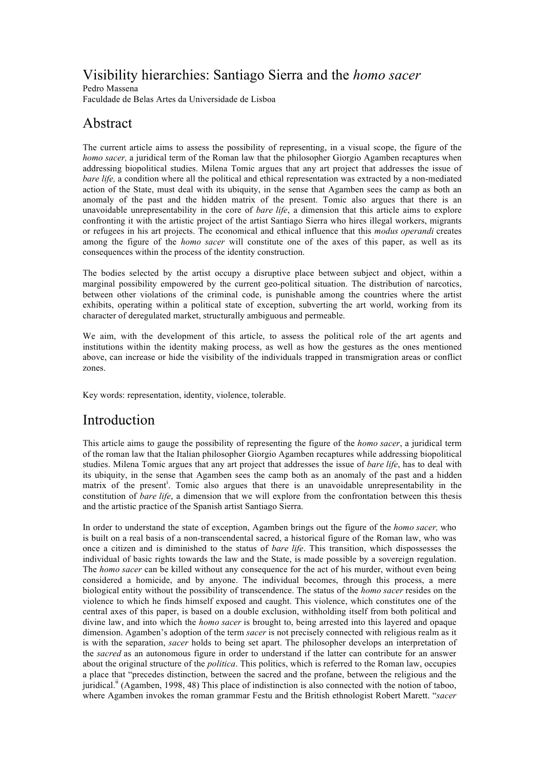# Visibility hierarchies: Santiago Sierra and the *homo sacer*

Pedro Massena
Faculdade de Belas Artes da Universidade de Lisboa

## Abstract

The current article aims to assess the possibility of representing, in a visual scope, the figure of the *homo sacer,* a juridical term of the Roman law that the philosopher Giorgio Agamben recaptures when addressing biopolitical studies. Milena Tomic argues that any art project that addresses the issue of *bare life,* a condition where all the political and ethical representation was extracted by a non-mediated action of the State, must deal with its ubiquity, in the sense that Agamben sees the camp as both an anomaly of the past and the hidden matrix of the present. Tomic also argues that there is an unavoidable unrepresentability in the core of *bare life*, a dimension that this article aims to explore confronting it with the artistic project of the artist Santiago Sierra who hires illegal workers, migrants or refugees in his art projects. The economical and ethical influence that this *modus operandi* creates among the figure of the *homo sacer* will constitute one of the axes of this paper, as well as its consequences within the process of the identity construction.

The bodies selected by the artist occupy a disruptive place between subject and object, within a marginal possibility empowered by the current geo-political situation. The distribution of narcotics, between other violations of the criminal code, is punishable among the countries where the artist exhibits, operating within a political state of exception, subverting the art world, working from its character of deregulated market, structurally ambiguous and permeable.

We aim, with the development of this article, to assess the political role of the art agents and institutions within the identity making process, as well as how the gestures as the ones mentioned above, can increase or hide the visibility of the individuals trapped in transmigration areas or conflict zones.

Key words: representation, identity, violence, tolerable.

## Introduction

This article aims to gauge the possibility of representing the figure of the *homo sacer*, a juridical term of the roman law that the Italian philosopher Giorgio Agamben recaptures while addressing biopolitical studies. Milena Tomic argues that any art project that addresses the issue of *bare life*, has to deal with its ubiquity, in the sense that Agamben sees the camp both as an anomaly of the past and a hidden matrix of the present[i]. Tomic also argues that there is an unavoidable unrepresentability in the constitution of *bare life*, a dimension that we will explore from the confrontation between this thesis and the artistic practice of the Spanish artist Santiago Sierra.

In order to understand the state of exception, Agamben brings out the figure of the *homo sacer,* who is built on a real basis of a non-transcendental sacred, a historical figure of the Roman law, who was once a citizen and is diminished to the status of *bare life*. This transition, which dispossesses the individual of basic rights towards the law and the State, is made possible by a sovereign regulation. The *homo sacer* can be killed without any consequence for the act of his murder, without even being considered a homicide, and by anyone. The individual becomes, through this process, a mere biological entity without the possibility of transcendence. The status of the *homo sacer* resides on the violence to which he finds himself exposed and caught. This violence, which constitutes one of the central axes of this paper, is based on a double exclusion, withholding itself from both political and divine law, and into which the *homo sacer* is brought to, being arrested into this layered and opaque dimension. Agamben's adoption of the term *sacer* is not precisely connected with religious realm as it is with the separation, *sacer* holds to being set apart. The philosopher develops an interpretation of the *sacred* as an autonomous figure in order to understand if the latter can contribute for an answer about the original structure of the *politica*. This politics, which is referred to the Roman law, occupies a place that "precedes distinction, between the sacred and the profane, between the religious and the juridical.[ii] (Agamben, 1998, 48) This place of indistinction is also connected with the notion of taboo, where Agamben invokes the roman grammar Festu and the British ethnologist Robert Marett. "*sacer*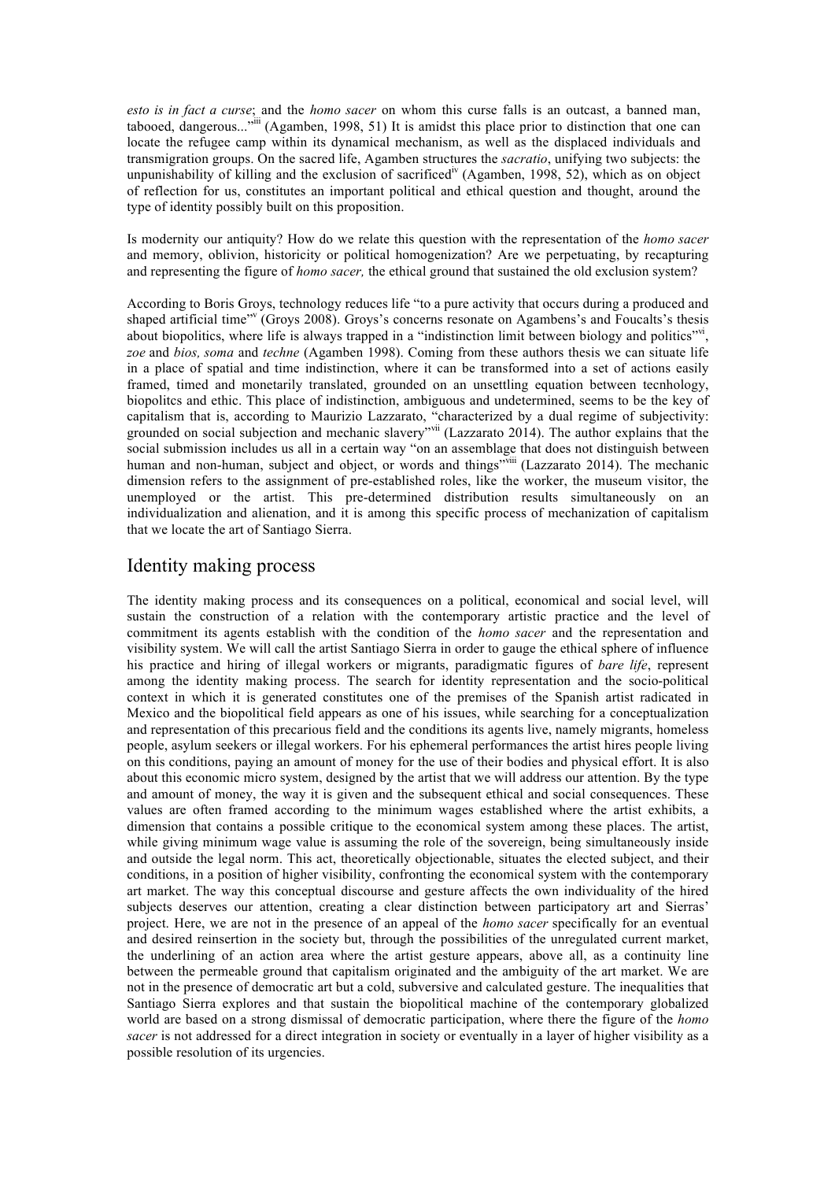*esto is in fact a curse*; and the *homo sacer* on whom this curse falls is an outcast, a banned man, tabooed, dangerous..."[iii] (Agamben, 1998, 51) It is amidst this place prior to distinction that one can locate the refugee camp within its dynamical mechanism, as well as the displaced individuals and transmigration groups. On the sacred life, Agamben structures the *sacratio*, unifying two subjects: the unpunishability of killing and the exclusion of sacrificed[iv] (Agamben, 1998, 52), which as on object of reflection for us, constitutes an important political and ethical question and thought, around the type of identity possibly built on this proposition.

Is modernity our antiquity? How do we relate this question with the representation of the *homo sacer* and memory, oblivion, historicity or political homogenization? Are we perpetuating, by recapturing and representing the figure of *homo sacer,* the ethical ground that sustained the old exclusion system?

According to Boris Groys, technology reduces life "to a pure activity that occurs during a produced and shaped artificial time"[v] (Groys 2008). Groys's concerns resonate on Agambens's and Foucalts's thesis about biopolitics, where life is always trapped in a "indistinction limit between biology and politics"[vi], *zoe* and *bios, soma* and *techne* (Agamben 1998). Coming from these authors thesis we can situate life in a place of spatial and time indistinction, where it can be transformed into a set of actions easily framed, timed and monetarily translated, grounded on an unsettling equation between tecnhology, biopolitcs and ethic. This place of indistinction, ambiguous and undetermined, seems to be the key of capitalism that is, according to Maurizio Lazzarato, "characterized by a dual regime of subjectivity: grounded on social subjection and mechanic slavery"[vii] (Lazzarato 2014). The author explains that the social submission includes us all in a certain way "on an assemblage that does not distinguish between human and non-human, subject and object, or words and things"[viii] (Lazzarato 2014). The mechanic dimension refers to the assignment of pre-established roles, like the worker, the museum visitor, the unemployed or the artist. This pre-determined distribution results simultaneously on an individualization and alienation, and it is among this specific process of mechanization of capitalism that we locate the art of Santiago Sierra.

## Identity making process

The identity making process and its consequences on a political, economical and social level, will sustain the construction of a relation with the contemporary artistic practice and the level of commitment its agents establish with the condition of the *homo sacer* and the representation and visibility system. We will call the artist Santiago Sierra in order to gauge the ethical sphere of influence his practice and hiring of illegal workers or migrants, paradigmatic figures of *bare life*, represent among the identity making process. The search for identity representation and the socio-political context in which it is generated constitutes one of the premises of the Spanish artist radicated in Mexico and the biopolitical field appears as one of his issues, while searching for a conceptualization and representation of this precarious field and the conditions its agents live, namely migrants, homeless people, asylum seekers or illegal workers. For his ephemeral performances the artist hires people living on this conditions, paying an amount of money for the use of their bodies and physical effort. It is also about this economic micro system, designed by the artist that we will address our attention. By the type and amount of money, the way it is given and the subsequent ethical and social consequences. These values are often framed according to the minimum wages established where the artist exhibits, a dimension that contains a possible critique to the economical system among these places. The artist, while giving minimum wage value is assuming the role of the sovereign, being simultaneously inside and outside the legal norm. This act, theoretically objectionable, situates the elected subject, and their conditions, in a position of higher visibility, confronting the economical system with the contemporary art market. The way this conceptual discourse and gesture affects the own individuality of the hired subjects deserves our attention, creating a clear distinction between participatory art and Sierras' project. Here, we are not in the presence of an appeal of the *homo sacer* specifically for an eventual and desired reinsertion in the society but, through the possibilities of the unregulated current market, the underlining of an action area where the artist gesture appears, above all, as a continuity line between the permeable ground that capitalism originated and the ambiguity of the art market. We are not in the presence of democratic art but a cold, subversive and calculated gesture. The inequalities that Santiago Sierra explores and that sustain the biopolitical machine of the contemporary globalized world are based on a strong dismissal of democratic participation, where there the figure of the *homo sacer* is not addressed for a direct integration in society or eventually in a layer of higher visibility as a possible resolution of its urgencies.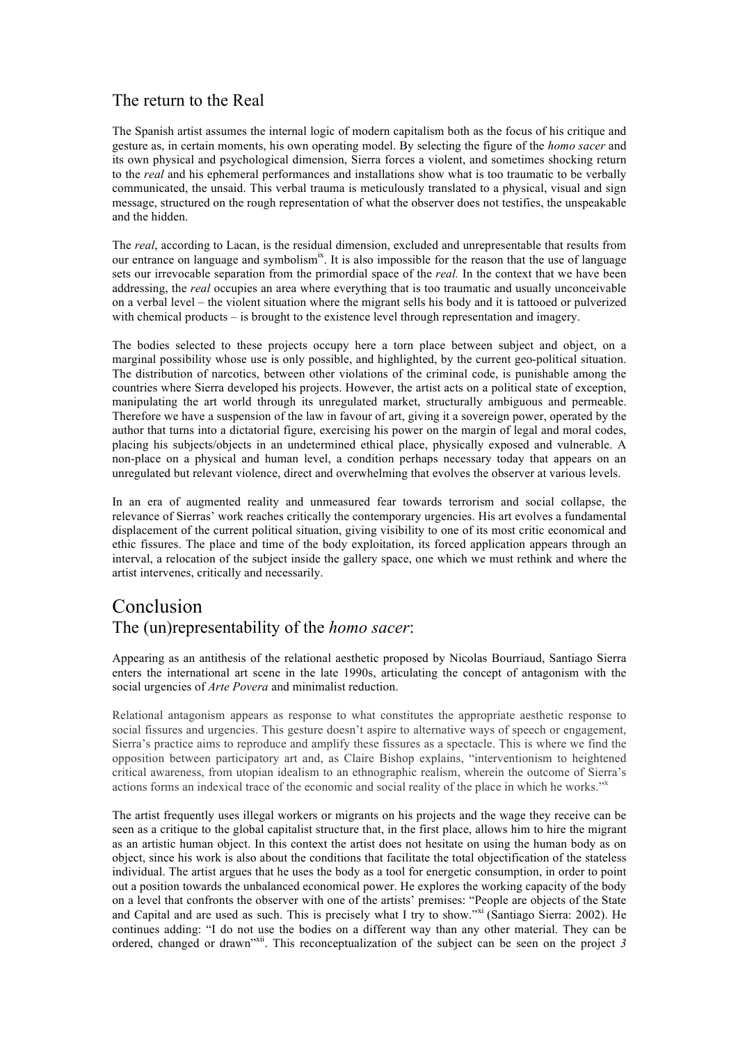## The return to the Real

The Spanish artist assumes the internal logic of modern capitalism both as the focus of his critique and gesture as, in certain moments, his own operating model. By selecting the figure of the *homo sacer* and its own physical and psychological dimension, Sierra forces a violent, and sometimes shocking return to the *real* and his ephemeral performances and installations show what is too traumatic to be verbally communicated, the unsaid. This verbal trauma is meticulously translated to a physical, visual and sign message, structured on the rough representation of what the observer does not testifies, the unspeakable and the hidden.

The *real*, according to Lacan, is the residual dimension, excluded and unrepresentable that results from our entrance on language and symbolism[ix]. It is also impossible for the reason that the use of language sets our irrevocable separation from the primordial space of the *real.* In the context that we have been addressing, the *real* occupies an area where everything that is too traumatic and usually unconceivable on a verbal level – the violent situation where the migrant sells his body and it is tattooed or pulverized with chemical products – is brought to the existence level through representation and imagery.

The bodies selected to these projects occupy here a torn place between subject and object, on a marginal possibility whose use is only possible, and highlighted, by the current geo-political situation. The distribution of narcotics, between other violations of the criminal code, is punishable among the countries where Sierra developed his projects. However, the artist acts on a political state of exception, manipulating the art world through its unregulated market, structurally ambiguous and permeable. Therefore we have a suspension of the law in favour of art, giving it a sovereign power, operated by the author that turns into a dictatorial figure, exercising his power on the margin of legal and moral codes, placing his subjects/objects in an undetermined ethical place, physically exposed and vulnerable. A non-place on a physical and human level, a condition perhaps necessary today that appears on an unregulated but relevant violence, direct and overwhelming that evolves the observer at various levels.

In an era of augmented reality and unmeasured fear towards terrorism and social collapse, the relevance of Sierras' work reaches critically the contemporary urgencies. His art evolves a fundamental displacement of the current political situation, giving visibility to one of its most critic economical and ethic fissures. The place and time of the body exploitation, its forced application appears through an interval, a relocation of the subject inside the gallery space, one which we must rethink and where the artist intervenes, critically and necessarily.

# Conclusion

## The (un)representability of the *homo sacer*:

Appearing as an antithesis of the relational aesthetic proposed by Nicolas Bourriaud, Santiago Sierra enters the international art scene in the late 1990s, articulating the concept of antagonism with the social urgencies of *Arte Povera* and minimalist reduction.

Relational antagonism appears as response to what constitutes the appropriate aesthetic response to social fissures and urgencies. This gesture doesn't aspire to alternative ways of speech or engagement, Sierra's practice aims to reproduce and amplify these fissures as a spectacle. This is where we find the opposition between participatory art and, as Claire Bishop explains, "interventionism to heightened critical awareness, from utopian idealism to an ethnographic realism, wherein the outcome of Sierra's actions forms an indexical trace of the economic and social reality of the place in which he works."[x]

The artist frequently uses illegal workers or migrants on his projects and the wage they receive can be seen as a critique to the global capitalist structure that, in the first place, allows him to hire the migrant as an artistic human object. In this context the artist does not hesitate on using the human body as on object, since his work is also about the conditions that facilitate the total objectification of the stateless individual. The artist argues that he uses the body as a tool for energetic consumption, in order to point out a position towards the unbalanced economical power. He explores the working capacity of the body on a level that confronts the observer with one of the artists' premises: "People are objects of the State and Capital and are used as such. This is precisely what I try to show."[xi] (Santiago Sierra: 2002). He continues adding: "I do not use the bodies on a different way than any other material. They can be ordered, changed or drawn"[xii]. This reconceptualization of the subject can be seen on the project *3*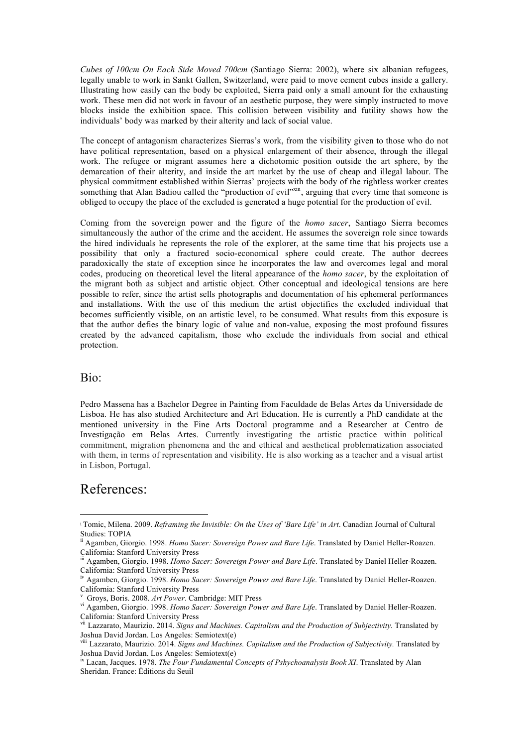*Cubes of 100cm On Each Side Moved 700cm* (Santiago Sierra: 2002), where six albanian refugees, legally unable to work in Sankt Gallen, Switzerland, were paid to move cement cubes inside a gallery. Illustrating how easily can the body be exploited, Sierra paid only a small amount for the exhausting work. These men did not work in favour of an aesthetic purpose, they were simply instructed to move blocks inside the exhibition space. This collision between visibility and futility shows how the individuals' body was marked by their alterity and lack of social value.

The concept of antagonism characterizes Sierras's work, from the visibility given to those who do not have political representation, based on a physical enlargement of their absence, through the illegal work. The refugee or migrant assumes here a dichotomic position outside the art sphere, by the demarcation of their alterity, and inside the art market by the use of cheap and illegal labour. The physical commitment established within Sierras' projects with the body of the rightless worker creates something that Alan Badiou called the "production of evil"[xiii], arguing that every time that someone is obliged to occupy the place of the excluded is generated a huge potential for the production of evil.

Coming from the sovereign power and the figure of the *homo sacer*, Santiago Sierra becomes simultaneously the author of the crime and the accident. He assumes the sovereign role since towards the hired individuals he represents the role of the explorer, at the same time that his projects use a possibility that only a fractured socio-economical sphere could create. The author decrees paradoxically the state of exception since he incorporates the law and overcomes legal and moral codes, producing on theoretical level the literal appearance of the *homo sacer*, by the exploitation of the migrant both as subject and artistic object. Other conceptual and ideological tensions are here possible to refer, since the artist sells photographs and documentation of his ephemeral performances and installations. With the use of this medium the artist objectifies the excluded individual that becomes sufficiently visible, on an artistic level, to be consumed. What results from this exposure is that the author defies the binary logic of value and non-value, exposing the most profound fissures created by the advanced capitalism, those who exclude the individuals from social and ethical protection.

## Bio:

Pedro Massena has a Bachelor Degree in Painting from Faculdade de Belas Artes da Universidade de Lisboa. He has also studied Architecture and Art Education. He is currently a PhD candidate at the mentioned university in the Fine Arts Doctoral programme and a Researcher at Centro de Investigação em Belas Artes. Currently investigating the artistic practice within political commitment, migration phenomena and the and ethical and aesthetical problematization associated with them, in terms of representation and visibility. He is also working as a teacher and a visual artist in Lisbon, Portugal.

## References:

[i] Tomic, Milena. 2009. *Reframing the Invisible: On the Uses of 'Bare Life' in Art*. Canadian Journal of Cultural Studies: TOPIA

[ii] Agamben, Giorgio. 1998. *Homo Sacer: Sovereign Power and Bare Life*. Translated by Daniel Heller-Roazen. California: Stanford University Press

[iii] Agamben, Giorgio. 1998. *Homo Sacer: Sovereign Power and Bare Life*. Translated by Daniel Heller-Roazen. California: Stanford University Press

[iv] Agamben, Giorgio. 1998. *Homo Sacer: Sovereign Power and Bare Life*. Translated by Daniel Heller-Roazen. California: Stanford University Press

[v] Groys, Boris. 2008. *Art Power*. Cambridge: MIT Press

[vi] Agamben, Giorgio. 1998. *Homo Sacer: Sovereign Power and Bare Life*. Translated by Daniel Heller-Roazen. California: Stanford University Press

[vii] Lazzarato, Maurizio. 2014. *Signs and Machines. Capitalism and the Production of Subjectivity.* Translated by Joshua David Jordan. Los Angeles: Semiotext(e)

[viii] Lazzarato, Maurizio. 2014. *Signs and Machines. Capitalism and the Production of Subjectivity.* Translated by Joshua David Jordan. Los Angeles: Semiotext(e)

[ix] Lacan, Jacques. 1978. *The Four Fundamental Concepts of Pshychoanalysis Book XI*. Translated by Alan Sheridan. France: Éditions du Seuil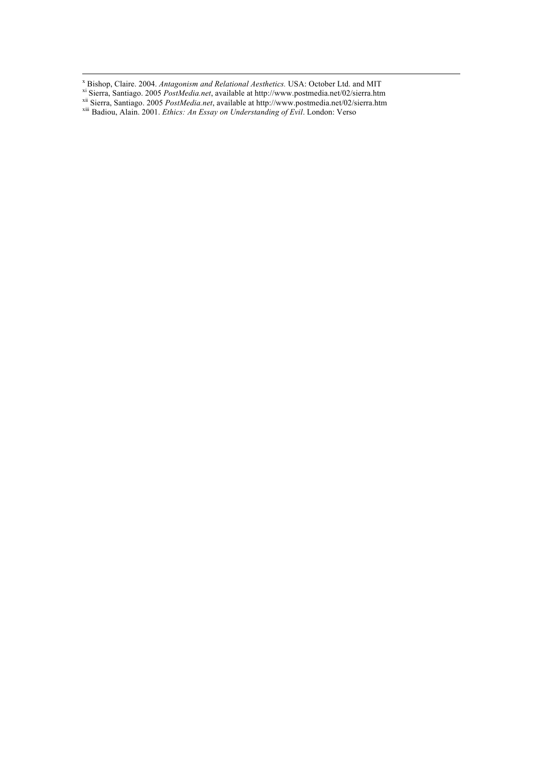---

[x] Bishop, Claire. 2004. *Antagonism and Relational Aesthetics.* USA: October Ltd. and MIT

[xi] Sierra, Santiago. 2005 *PostMedia.net*, available at http://www.postmedia.net/02/sierra.htm

[xii] Sierra, Santiago. 2005 *PostMedia.net*, available at http://www.postmedia.net/02/sierra.htm

[xiii] Badiou, Alain. 2001. *Ethics: An Essay on Understanding of Evil*. London: Verso